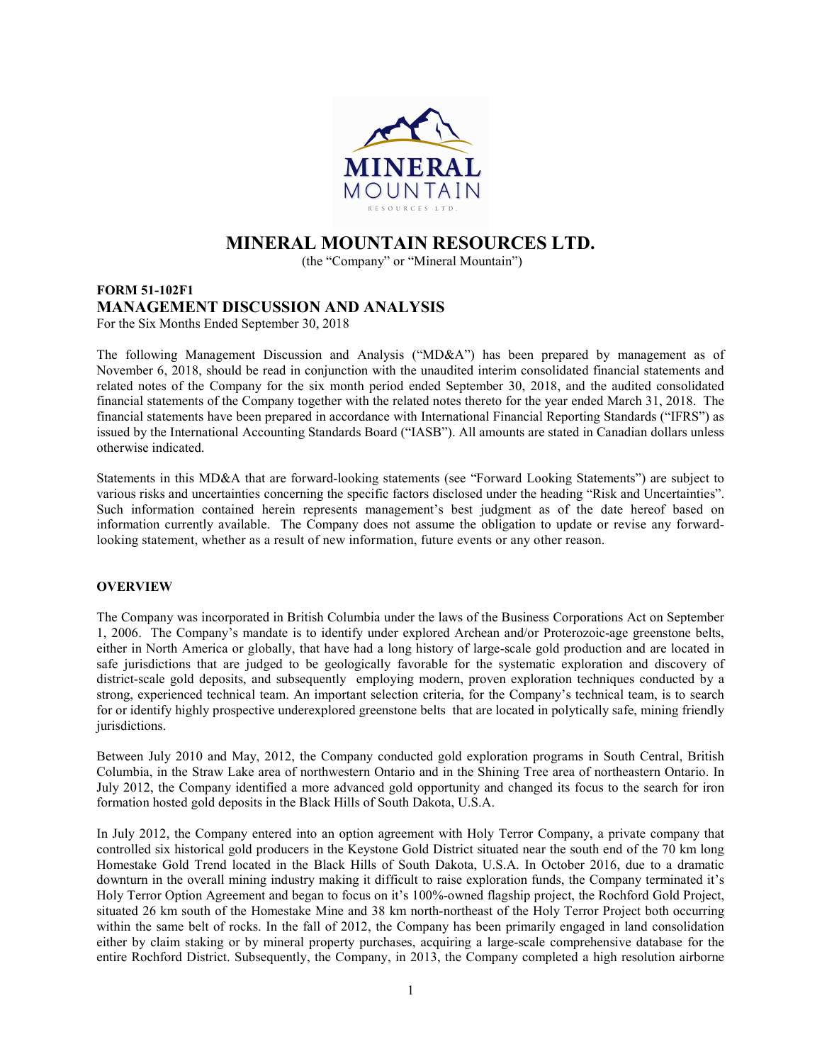# MINERAL MOUNTAIN RESOURCES LTD.

(the "Company" or "Mineral Mountain")

## FORM 51-102F1
## MANAGEMENT DISCUSSION AND ANALYSIS

For the Six Months Ended September 30, 2018

The following Management Discussion and Analysis ("MD&A") has been prepared by management as of November 6, 2018, should be read in conjunction with the unaudited interim consolidated financial statements and related notes of the Company for the six month period ended September 30, 2018, and the audited consolidated financial statements of the Company together with the related notes thereto for the year ended March 31, 2018. The financial statements have been prepared in accordance with International Financial Reporting Standards ("IFRS") as issued by the International Accounting Standards Board ("IASB"). All amounts are stated in Canadian dollars unless otherwise indicated.

Statements in this MD&A that are forward-looking statements (see "Forward Looking Statements") are subject to various risks and uncertainties concerning the specific factors disclosed under the heading "Risk and Uncertainties". Such information contained herein represents management's best judgment as of the date hereof based on information currently available. The Company does not assume the obligation to update or revise any forward-looking statement, whether as a result of new information, future events or any other reason.

**OVERVIEW**

The Company was incorporated in British Columbia under the laws of the Business Corporations Act on September 1, 2006. The Company's mandate is to identify under explored Archean and/or Proterozoic-age greenstone belts, either in North America or globally, that have had a long history of large-scale gold production and are located in safe jurisdictions that are judged to be geologically favorable for the systematic exploration and discovery of district-scale gold deposits, and subsequently employing modern, proven exploration techniques conducted by a strong, experienced technical team. An important selection criteria, for the Company's technical team, is to search for or identify highly prospective underexplored greenstone belts that are located in politically safe, mining friendly jurisdictions.

Between July 2010 and May, 2012, the Company conducted gold exploration programs in South Central, British Columbia, in the Straw Lake area of northwestern Ontario and in the Shining Tree area of northeastern Ontario. In July 2012, the Company identified a more advanced gold opportunity and changed its focus to the search for iron formation hosted gold deposits in the Black Hills of South Dakota, U.S.A.

In July 2012, the Company entered into an option agreement with Holy Terror Company, a private company that controlled six historical gold producers in the Keystone Gold District situated near the south end of the 70 km long Homestake Gold Trend located in the Black Hills of South Dakota, U.S.A. In October 2016, due to a dramatic downturn in the overall mining industry making it difficult to raise exploration funds, the Company terminated it's Holy Terror Option Agreement and began to focus on it's 100%-owned flagship project, the Rochford Gold Project, situated 26 km south of the Homestake Mine and 38 km north-northeast of the Holy Terror Project both occurring within the same belt of rocks. In the fall of 2012, the Company has been primarily engaged in land consolidation either by claim staking or by mineral property purchases, acquiring a large-scale comprehensive database for the entire Rochford District. Subsequently, the Company, in 2013, the Company completed a high resolution airborne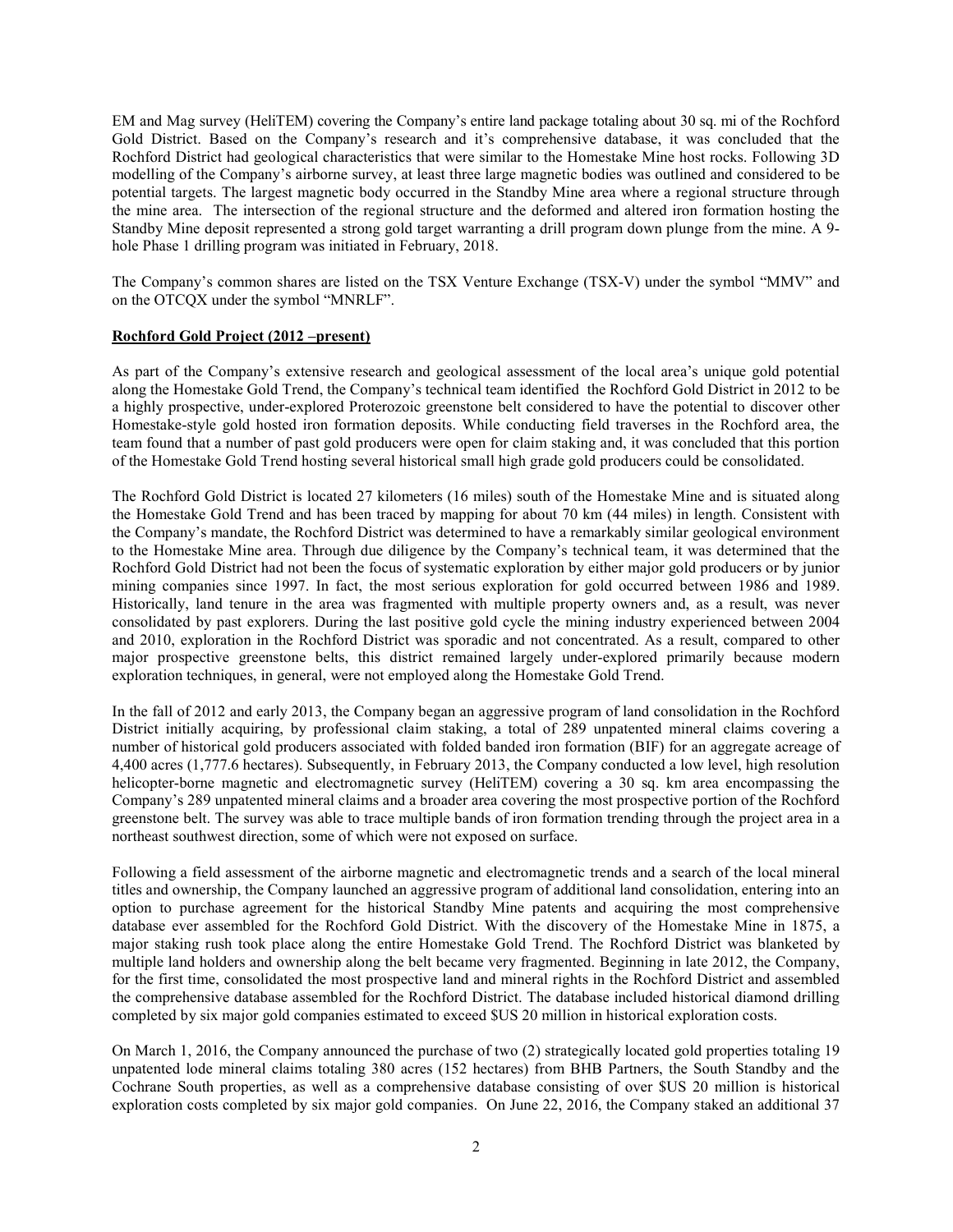EM and Mag survey (HeliTEM) covering the Company's entire land package totaling about 30 sq. mi of the Rochford Gold District. Based on the Company's research and it's comprehensive database, it was concluded that the Rochford District had geological characteristics that were similar to the Homestake Mine host rocks. Following 3D modelling of the Company's airborne survey, at least three large magnetic bodies was outlined and considered to be potential targets. The largest magnetic body occurred in the Standby Mine area where a regional structure through the mine area. The intersection of the regional structure and the deformed and altered iron formation hosting the Standby Mine deposit represented a strong gold target warranting a drill program down plunge from the mine. A 9-hole Phase 1 drilling program was initiated in February, 2018.

The Company's common shares are listed on the TSX Venture Exchange (TSX-V) under the symbol "MMV" and on the OTCQX under the symbol "MNRLF".

**Rochford Gold Project (2012 –present)**

As part of the Company's extensive research and geological assessment of the local area's unique gold potential along the Homestake Gold Trend, the Company's technical team identified the Rochford Gold District in 2012 to be a highly prospective, under-explored Proterozoic greenstone belt considered to have the potential to discover other Homestake-style gold hosted iron formation deposits. While conducting field traverses in the Rochford area, the team found that a number of past gold producers were open for claim staking and, it was concluded that this portion of the Homestake Gold Trend hosting several historical small high grade gold producers could be consolidated.

The Rochford Gold District is located 27 kilometers (16 miles) south of the Homestake Mine and is situated along the Homestake Gold Trend and has been traced by mapping for about 70 km (44 miles) in length. Consistent with the Company's mandate, the Rochford District was determined to have a remarkably similar geological environment to the Homestake Mine area. Through due diligence by the Company's technical team, it was determined that the Rochford Gold District had not been the focus of systematic exploration by either major gold producers or by junior mining companies since 1997. In fact, the most serious exploration for gold occurred between 1986 and 1989. Historically, land tenure in the area was fragmented with multiple property owners and, as a result, was never consolidated by past explorers. During the last positive gold cycle the mining industry experienced between 2004 and 2010, exploration in the Rochford District was sporadic and not concentrated. As a result, compared to other major prospective greenstone belts, this district remained largely under-explored primarily because modern exploration techniques, in general, were not employed along the Homestake Gold Trend.

In the fall of 2012 and early 2013, the Company began an aggressive program of land consolidation in the Rochford District initially acquiring, by professional claim staking, a total of 289 unpatented mineral claims covering a number of historical gold producers associated with folded banded iron formation (BIF) for an aggregate acreage of 4,400 acres (1,777.6 hectares). Subsequently, in February 2013, the Company conducted a low level, high resolution helicopter-borne magnetic and electromagnetic survey (HeliTEM) covering a 30 sq. km area encompassing the Company's 289 unpatented mineral claims and a broader area covering the most prospective portion of the Rochford greenstone belt. The survey was able to trace multiple bands of iron formation trending through the project area in a northeast southwest direction, some of which were not exposed on surface.

Following a field assessment of the airborne magnetic and electromagnetic trends and a search of the local mineral titles and ownership, the Company launched an aggressive program of additional land consolidation, entering into an option to purchase agreement for the historical Standby Mine patents and acquiring the most comprehensive database ever assembled for the Rochford Gold District. With the discovery of the Homestake Mine in 1875, a major staking rush took place along the entire Homestake Gold Trend. The Rochford District was blanketed by multiple land holders and ownership along the belt became very fragmented. Beginning in late 2012, the Company, for the first time, consolidated the most prospective land and mineral rights in the Rochford District and assembled the comprehensive database assembled for the Rochford District. The database included historical diamond drilling completed by six major gold companies estimated to exceed $US 20 million in historical exploration costs.

On March 1, 2016, the Company announced the purchase of two (2) strategically located gold properties totaling 19 unpatented lode mineral claims totaling 380 acres (152 hectares) from BHB Partners, the South Standby and the Cochrane South properties, as well as a comprehensive database consisting of over $US 20 million is historical exploration costs completed by six major gold companies. On June 22, 2016, the Company staked an additional 37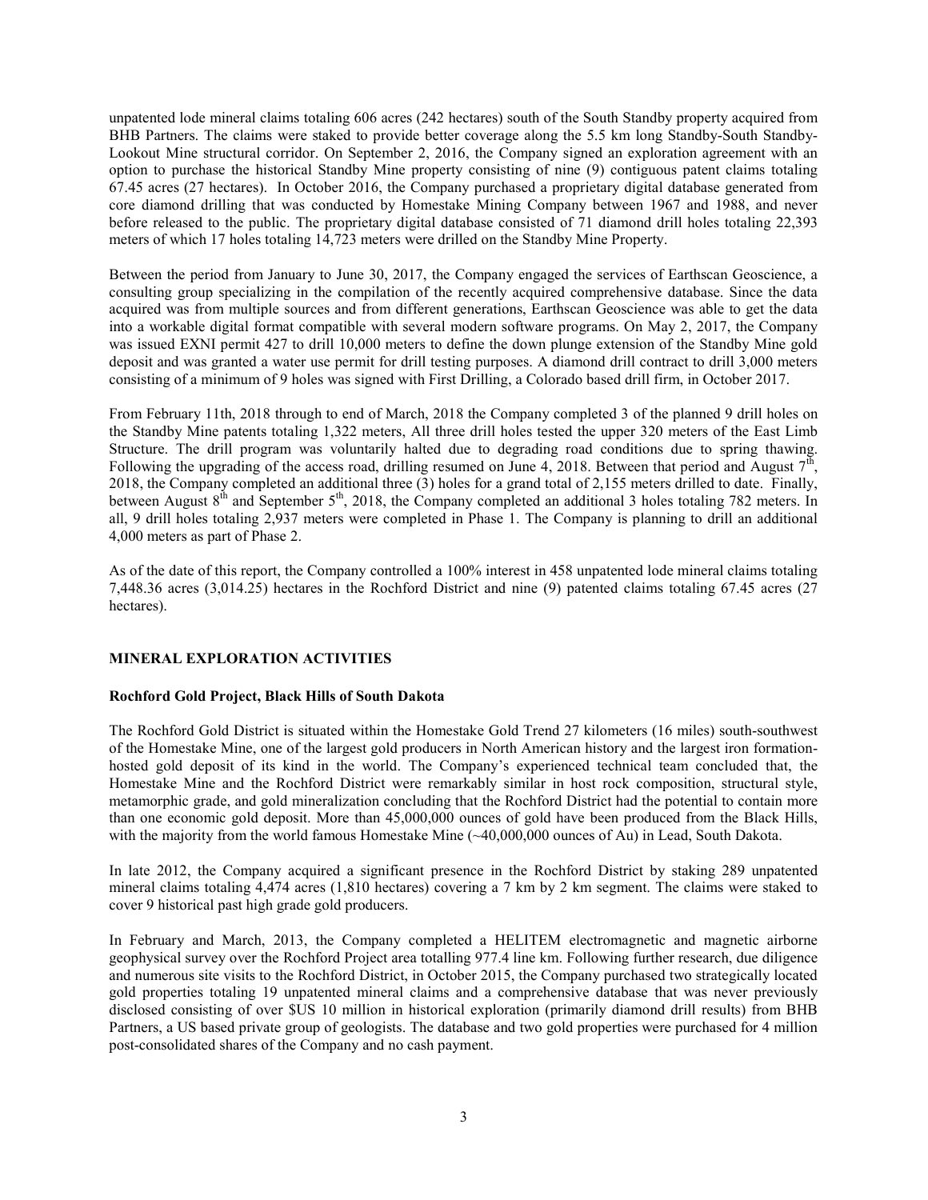unpatented lode mineral claims totaling 606 acres (242 hectares) south of the South Standby property acquired from BHB Partners. The claims were staked to provide better coverage along the 5.5 km long Standby-South Standby-Lookout Mine structural corridor. On September 2, 2016, the Company signed an exploration agreement with an option to purchase the historical Standby Mine property consisting of nine (9) contiguous patent claims totaling 67.45 acres (27 hectares). In October 2016, the Company purchased a proprietary digital database generated from core diamond drilling that was conducted by Homestake Mining Company between 1967 and 1988, and never before released to the public. The proprietary digital database consisted of 71 diamond drill holes totaling 22,393 meters of which 17 holes totaling 14,723 meters were drilled on the Standby Mine Property.

Between the period from January to June 30, 2017, the Company engaged the services of Earthscan Geoscience, a consulting group specializing in the compilation of the recently acquired comprehensive database. Since the data acquired was from multiple sources and from different generations, Earthscan Geoscience was able to get the data into a workable digital format compatible with several modern software programs. On May 2, 2017, the Company was issued EXNI permit 427 to drill 10,000 meters to define the down plunge extension of the Standby Mine gold deposit and was granted a water use permit for drill testing purposes. A diamond drill contract to drill 3,000 meters consisting of a minimum of 9 holes was signed with First Drilling, a Colorado based drill firm, in October 2017.

From February 11th, 2018 through to end of March, 2018 the Company completed 3 of the planned 9 drill holes on the Standby Mine patents totaling 1,322 meters, All three drill holes tested the upper 320 meters of the East Limb Structure. The drill program was voluntarily halted due to degrading road conditions due to spring thawing. Following the upgrading of the access road, drilling resumed on June 4, 2018. Between that period and August 7th, 2018, the Company completed an additional three (3) holes for a grand total of 2,155 meters drilled to date. Finally, between August 8th and September 5th, 2018, the Company completed an additional 3 holes totaling 782 meters. In all, 9 drill holes totaling 2,937 meters were completed in Phase 1. The Company is planning to drill an additional 4,000 meters as part of Phase 2.

As of the date of this report, the Company controlled a 100% interest in 458 unpatented lode mineral claims totaling 7,448.36 acres (3,014.25) hectares in the Rochford District and nine (9) patented claims totaling 67.45 acres (27 hectares).

## MINERAL EXPLORATION ACTIVITIES

### Rochford Gold Project, Black Hills of South Dakota

The Rochford Gold District is situated within the Homestake Gold Trend 27 kilometers (16 miles) south-southwest of the Homestake Mine, one of the largest gold producers in North American history and the largest iron formation-hosted gold deposit of its kind in the world. The Company's experienced technical team concluded that, the Homestake Mine and the Rochford District were remarkably similar in host rock composition, structural style, metamorphic grade, and gold mineralization concluding that the Rochford District had the potential to contain more than one economic gold deposit. More than 45,000,000 ounces of gold have been produced from the Black Hills, with the majority from the world famous Homestake Mine (~40,000,000 ounces of Au) in Lead, South Dakota.

In late 2012, the Company acquired a significant presence in the Rochford District by staking 289 unpatented mineral claims totaling 4,474 acres (1,810 hectares) covering a 7 km by 2 km segment. The claims were staked to cover 9 historical past high grade gold producers.

In February and March, 2013, the Company completed a HELITEM electromagnetic and magnetic airborne geophysical survey over the Rochford Project area totalling 977.4 line km. Following further research, due diligence and numerous site visits to the Rochford District, in October 2015, the Company purchased two strategically located gold properties totaling 19 unpatented mineral claims and a comprehensive database that was never previously disclosed consisting of over $US 10 million in historical exploration (primarily diamond drill results) from BHB Partners, a US based private group of geologists. The database and two gold properties were purchased for 4 million post-consolidated shares of the Company and no cash payment.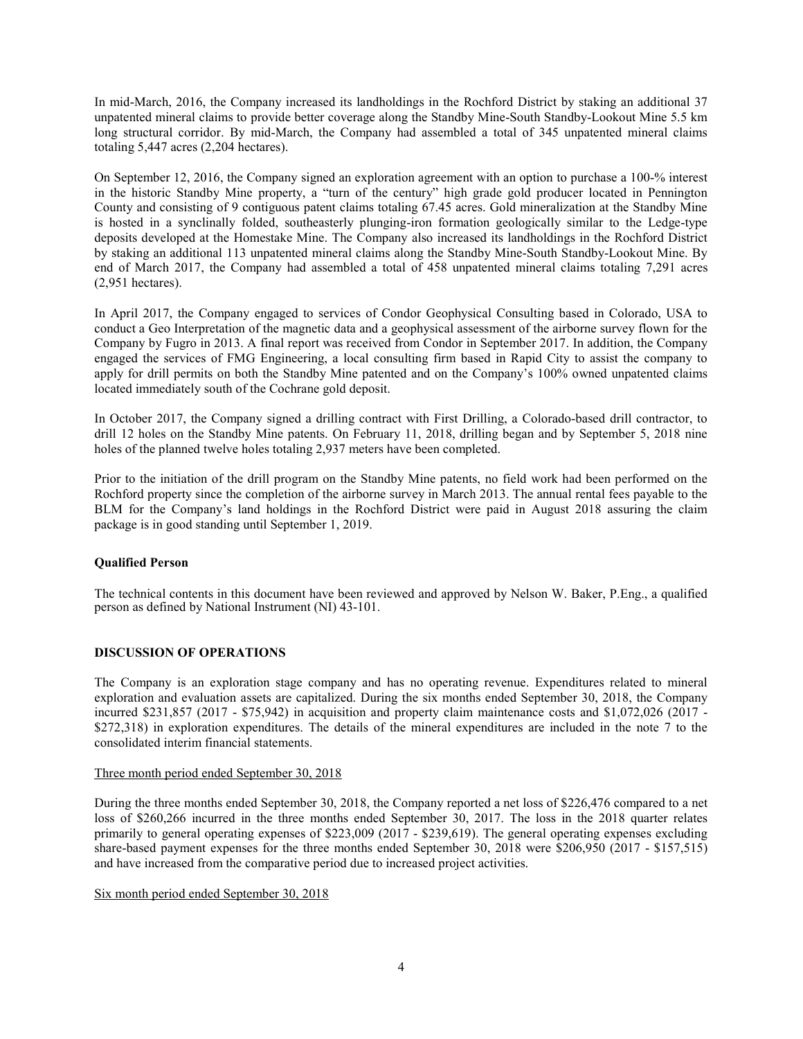In mid-March, 2016, the Company increased its landholdings in the Rochford District by staking an additional 37 unpatented mineral claims to provide better coverage along the Standby Mine-South Standby-Lookout Mine 5.5 km long structural corridor. By mid-March, the Company had assembled a total of 345 unpatented mineral claims totaling 5,447 acres (2,204 hectares).

On September 12, 2016, the Company signed an exploration agreement with an option to purchase a 100-% interest in the historic Standby Mine property, a "turn of the century" high grade gold producer located in Pennington County and consisting of 9 contiguous patent claims totaling 67.45 acres. Gold mineralization at the Standby Mine is hosted in a synclinally folded, southeasterly plunging-iron formation geologically similar to the Ledge-type deposits developed at the Homestake Mine. The Company also increased its landholdings in the Rochford District by staking an additional 113 unpatented mineral claims along the Standby Mine-South Standby-Lookout Mine. By end of March 2017, the Company had assembled a total of 458 unpatented mineral claims totaling 7,291 acres (2,951 hectares).

In April 2017, the Company engaged to services of Condor Geophysical Consulting based in Colorado, USA to conduct a Geo Interpretation of the magnetic data and a geophysical assessment of the airborne survey flown for the Company by Fugro in 2013. A final report was received from Condor in September 2017. In addition, the Company engaged the services of FMG Engineering, a local consulting firm based in Rapid City to assist the company to apply for drill permits on both the Standby Mine patented and on the Company's 100% owned unpatented claims located immediately south of the Cochrane gold deposit.

In October 2017, the Company signed a drilling contract with First Drilling, a Colorado-based drill contractor, to drill 12 holes on the Standby Mine patents. On February 11, 2018, drilling began and by September 5, 2018 nine holes of the planned twelve holes totaling 2,937 meters have been completed.

Prior to the initiation of the drill program on the Standby Mine patents, no field work had been performed on the Rochford property since the completion of the airborne survey in March 2013. The annual rental fees payable to the BLM for the Company's land holdings in the Rochford District were paid in August 2018 assuring the claim package is in good standing until September 1, 2019.

**Qualified Person**

The technical contents in this document have been reviewed and approved by Nelson W. Baker, P.Eng., a qualified person as defined by National Instrument (NI) 43-101.

## DISCUSSION OF OPERATIONS

The Company is an exploration stage company and has no operating revenue. Expenditures related to mineral exploration and evaluation assets are capitalized. During the six months ended September 30, 2018, the Company incurred $231,857 (2017 - $75,942) in acquisition and property claim maintenance costs and $1,072,026 (2017 - $272,318) in exploration expenditures. The details of the mineral expenditures are included in the note 7 to the consolidated interim financial statements.

Three month period ended September 30, 2018

During the three months ended September 30, 2018, the Company reported a net loss of $226,476 compared to a net loss of $260,266 incurred in the three months ended September 30, 2017. The loss in the 2018 quarter relates primarily to general operating expenses of $223,009 (2017 - $239,619). The general operating expenses excluding share-based payment expenses for the three months ended September 30, 2018 were $206,950 (2017 - $157,515) and have increased from the comparative period due to increased project activities.

Six month period ended September 30, 2018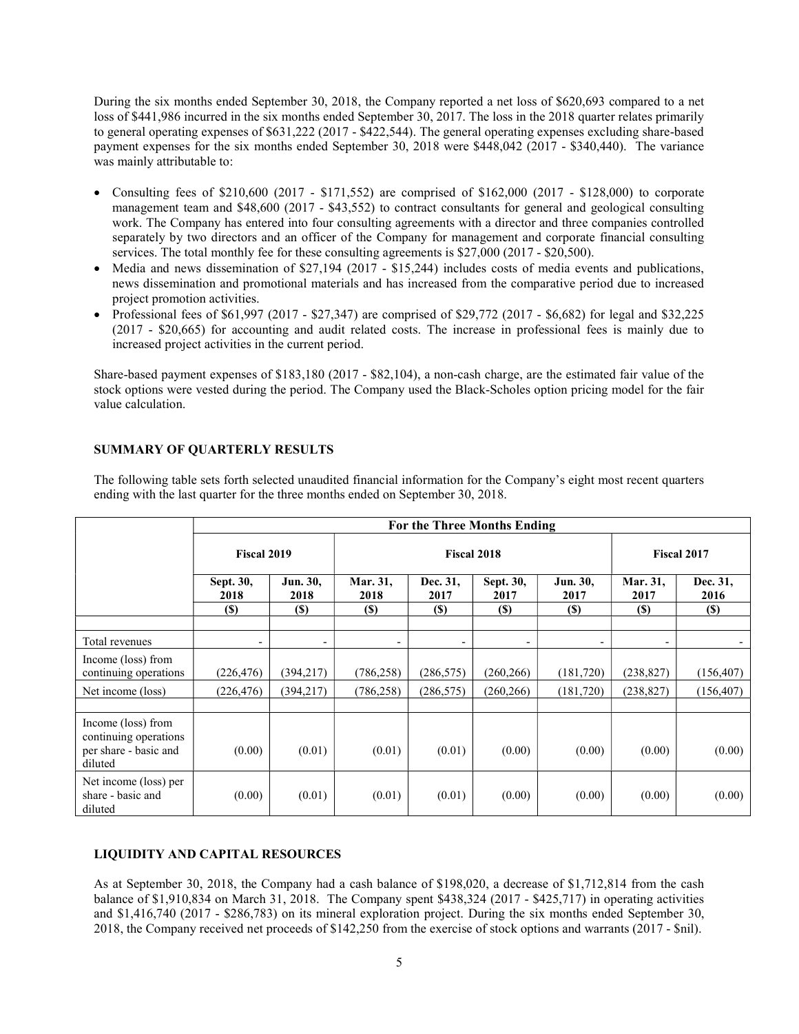During the six months ended September 30, 2018, the Company reported a net loss of $620,693 compared to a net loss of $441,986 incurred in the six months ended September 30, 2017. The loss in the 2018 quarter relates primarily to general operating expenses of $631,222 (2017 - $422,544). The general operating expenses excluding share-based payment expenses for the six months ended September 30, 2018 were $448,042 (2017 - $340,440). The variance was mainly attributable to:

- Consulting fees of $210,600 (2017 - $171,552) are comprised of $162,000 (2017 - $128,000) to corporate management team and $48,600 (2017 - $43,552) to contract consultants for general and geological consulting work. The Company has entered into four consulting agreements with a director and three companies controlled separately by two directors and an officer of the Company for management and corporate financial consulting services. The total monthly fee for these consulting agreements is $27,000 (2017 - $20,500).
- Media and news dissemination of $27,194 (2017 - $15,244) includes costs of media events and publications, news dissemination and promotional materials and has increased from the comparative period due to increased project promotion activities.
- Professional fees of $61,997 (2017 - $27,347) are comprised of $29,772 (2017 - $6,682) for legal and $32,225 (2017 - $20,665) for accounting and audit related costs. The increase in professional fees is mainly due to increased project activities in the current period.

Share-based payment expenses of $183,180 (2017 - $82,104), a non-cash charge, are the estimated fair value of the stock options were vested during the period. The Company used the Black-Scholes option pricing model for the fair value calculation.

## SUMMARY OF QUARTERLY RESULTS

The following table sets forth selected unaudited financial information for the Company's eight most recent quarters ending with the last quarter for the three months ended on September 30, 2018.

| | For the Three Months Ending | | | | | | | |
|---|---|---|---|---|---|---|---|---|
| | Fiscal 2019 | | Fiscal 2018 | | | | Fiscal 2017 | |
| | Sept. 30, 2018 | Jun. 30, 2018 | Mar. 31, 2018 | Dec. 31, 2017 | Sept. 30, 2017 | Jun. 30, 2017 | Mar. 31, 2017 | Dec. 31, 2016 |
| | ($) | ($) | ($) | ($) | ($) | ($) | ($) | ($) |
| Total revenues | - | - | - | - | - | - | - | - |
| Income (loss) from continuing operations | (226,476) | (394,217) | (786,258) | (286,575) | (260,266) | (181,720) | (238,827) | (156,407) |
| Net income (loss) | (226,476) | (394,217) | (786,258) | (286,575) | (260,266) | (181,720) | (238,827) | (156,407) |
| Income (loss) from continuing operations per share - basic and diluted | (0.00) | (0.01) | (0.01) | (0.01) | (0.00) | (0.00) | (0.00) | (0.00) |
| Net income (loss) per share - basic and diluted | (0.00) | (0.01) | (0.01) | (0.01) | (0.00) | (0.00) | (0.00) | (0.00) |

## LIQUIDITY AND CAPITAL RESOURCES

As at September 30, 2018, the Company had a cash balance of $198,020, a decrease of $1,712,814 from the cash balance of $1,910,834 on March 31, 2018. The Company spent $438,324 (2017 - $425,717) in operating activities and $1,416,740 (2017 - $286,783) on its mineral exploration project. During the six months ended September 30, 2018, the Company received net proceeds of $142,250 from the exercise of stock options and warrants (2017 - $nil).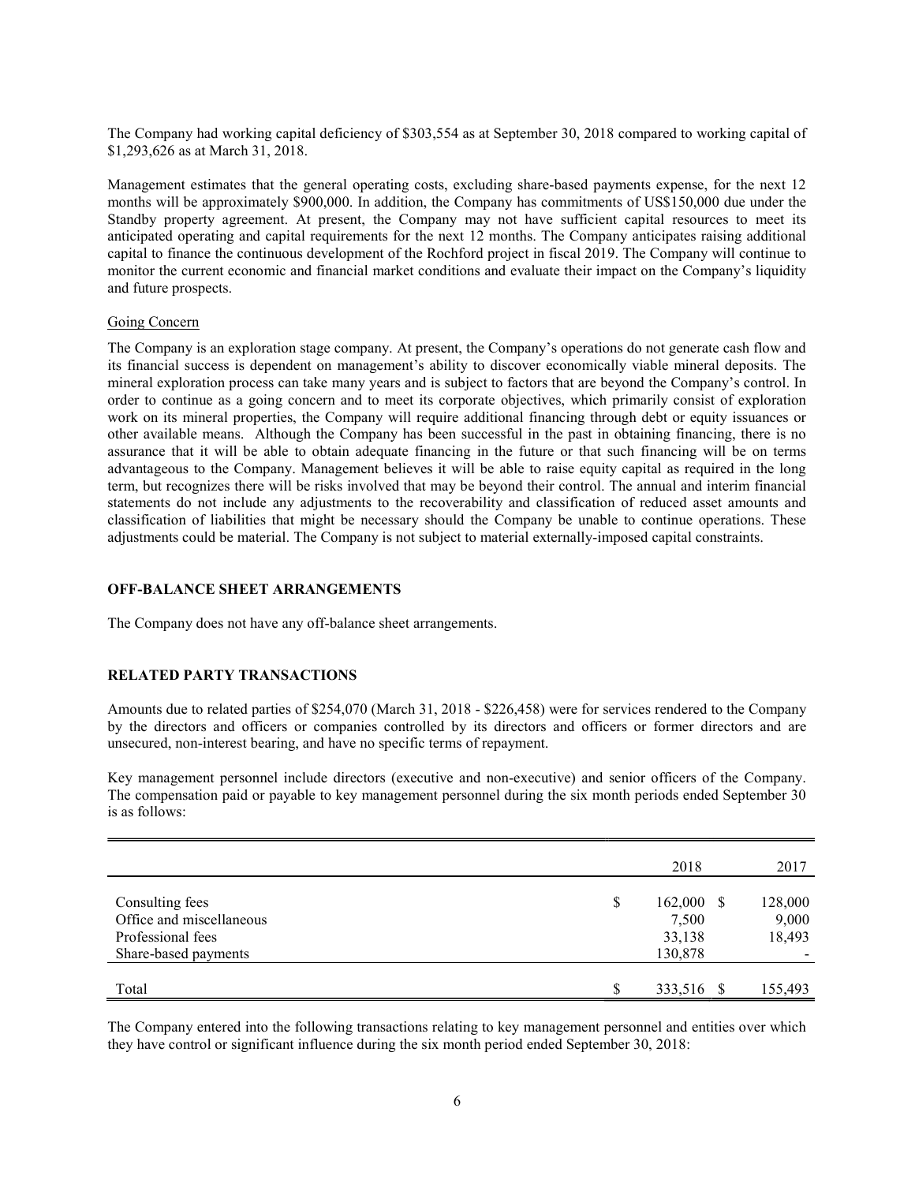The Company had working capital deficiency of $303,554 as at September 30, 2018 compared to working capital of $1,293,626 as at March 31, 2018.

Management estimates that the general operating costs, excluding share-based payments expense, for the next 12 months will be approximately $900,000. In addition, the Company has commitments of US$150,000 due under the Standby property agreement. At present, the Company may not have sufficient capital resources to meet its anticipated operating and capital requirements for the next 12 months. The Company anticipates raising additional capital to finance the continuous development of the Rochford project in fiscal 2019. The Company will continue to monitor the current economic and financial market conditions and evaluate their impact on the Company's liquidity and future prospects.

Going Concern

The Company is an exploration stage company. At present, the Company's operations do not generate cash flow and its financial success is dependent on management's ability to discover economically viable mineral deposits. The mineral exploration process can take many years and is subject to factors that are beyond the Company's control. In order to continue as a going concern and to meet its corporate objectives, which primarily consist of exploration work on its mineral properties, the Company will require additional financing through debt or equity issuances or other available means. Although the Company has been successful in the past in obtaining financing, there is no assurance that it will be able to obtain adequate financing in the future or that such financing will be on terms advantageous to the Company. Management believes it will be able to raise equity capital as required in the long term, but recognizes there will be risks involved that may be beyond their control. The annual and interim financial statements do not include any adjustments to the recoverability and classification of reduced asset amounts and classification of liabilities that might be necessary should the Company be unable to continue operations. These adjustments could be material. The Company is not subject to material externally-imposed capital constraints.

## OFF-BALANCE SHEET ARRANGEMENTS

The Company does not have any off-balance sheet arrangements.

## RELATED PARTY TRANSACTIONS

Amounts due to related parties of $254,070 (March 31, 2018 - $226,458) were for services rendered to the Company by the directors and officers or companies controlled by its directors and officers or former directors and are unsecured, non-interest bearing, and have no specific terms of repayment.

Key management personnel include directors (executive and non-executive) and senior officers of the Company. The compensation paid or payable to key management personnel during the six month periods ended September 30 is as follows:

| | 2018 | 2017 |
|---|---|---|
| Consulting fees | $ 162,000 | $ 128,000 |
| Office and miscellaneous | 7,500 | 9,000 |
| Professional fees | 33,138 | 18,493 |
| Share-based payments | 130,878 | - |
| Total | $ 333,516 | $ 155,493 |

The Company entered into the following transactions relating to key management personnel and entities over which they have control or significant influence during the six month period ended September 30, 2018: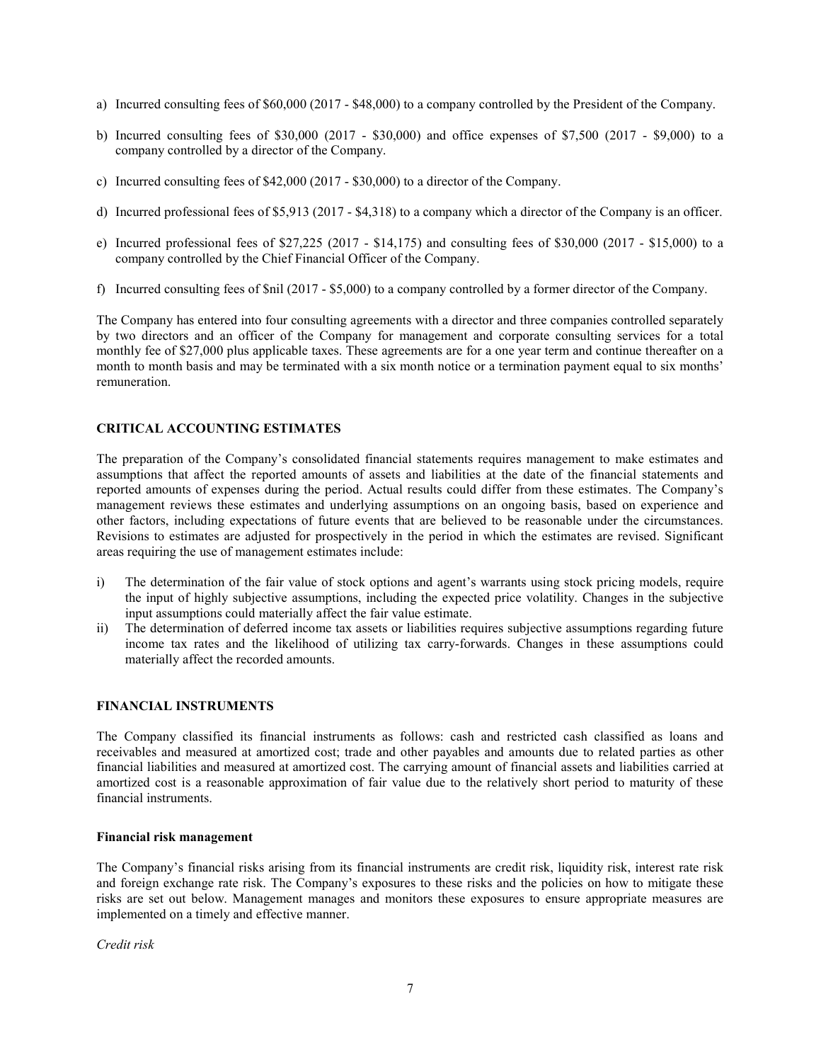a) Incurred consulting fees of $60,000 (2017 - $48,000) to a company controlled by the President of the Company.

b) Incurred consulting fees of $30,000 (2017 - $30,000) and office expenses of $7,500 (2017 - $9,000) to a company controlled by a director of the Company.

c) Incurred consulting fees of $42,000 (2017 - $30,000) to a director of the Company.

d) Incurred professional fees of $5,913 (2017 - $4,318) to a company which a director of the Company is an officer.

e) Incurred professional fees of $27,225 (2017 - $14,175) and consulting fees of $30,000 (2017 - $15,000) to a company controlled by the Chief Financial Officer of the Company.

f) Incurred consulting fees of $nil (2017 - $5,000) to a company controlled by a former director of the Company.

The Company has entered into four consulting agreements with a director and three companies controlled separately by two directors and an officer of the Company for management and corporate consulting services for a total monthly fee of $27,000 plus applicable taxes. These agreements are for a one year term and continue thereafter on a month to month basis and may be terminated with a six month notice or a termination payment equal to six months' remuneration.

## CRITICAL ACCOUNTING ESTIMATES

The preparation of the Company's consolidated financial statements requires management to make estimates and assumptions that affect the reported amounts of assets and liabilities at the date of the financial statements and reported amounts of expenses during the period. Actual results could differ from these estimates. The Company's management reviews these estimates and underlying assumptions on an ongoing basis, based on experience and other factors, including expectations of future events that are believed to be reasonable under the circumstances. Revisions to estimates are adjusted for prospectively in the period in which the estimates are revised. Significant areas requiring the use of management estimates include:

i) The determination of the fair value of stock options and agent's warrants using stock pricing models, require the input of highly subjective assumptions, including the expected price volatility. Changes in the subjective input assumptions could materially affect the fair value estimate.
ii) The determination of deferred income tax assets or liabilities requires subjective assumptions regarding future income tax rates and the likelihood of utilizing tax carry-forwards. Changes in these assumptions could materially affect the recorded amounts.

## FINANCIAL INSTRUMENTS

The Company classified its financial instruments as follows: cash and restricted cash classified as loans and receivables and measured at amortized cost; trade and other payables and amounts due to related parties as other financial liabilities and measured at amortized cost. The carrying amount of financial assets and liabilities carried at amortized cost is a reasonable approximation of fair value due to the relatively short period to maturity of these financial instruments.

### Financial risk management

The Company's financial risks arising from its financial instruments are credit risk, liquidity risk, interest rate risk and foreign exchange rate risk. The Company's exposures to these risks and the policies on how to mitigate these risks are set out below. Management manages and monitors these exposures to ensure appropriate measures are implemented on a timely and effective manner.

*Credit risk*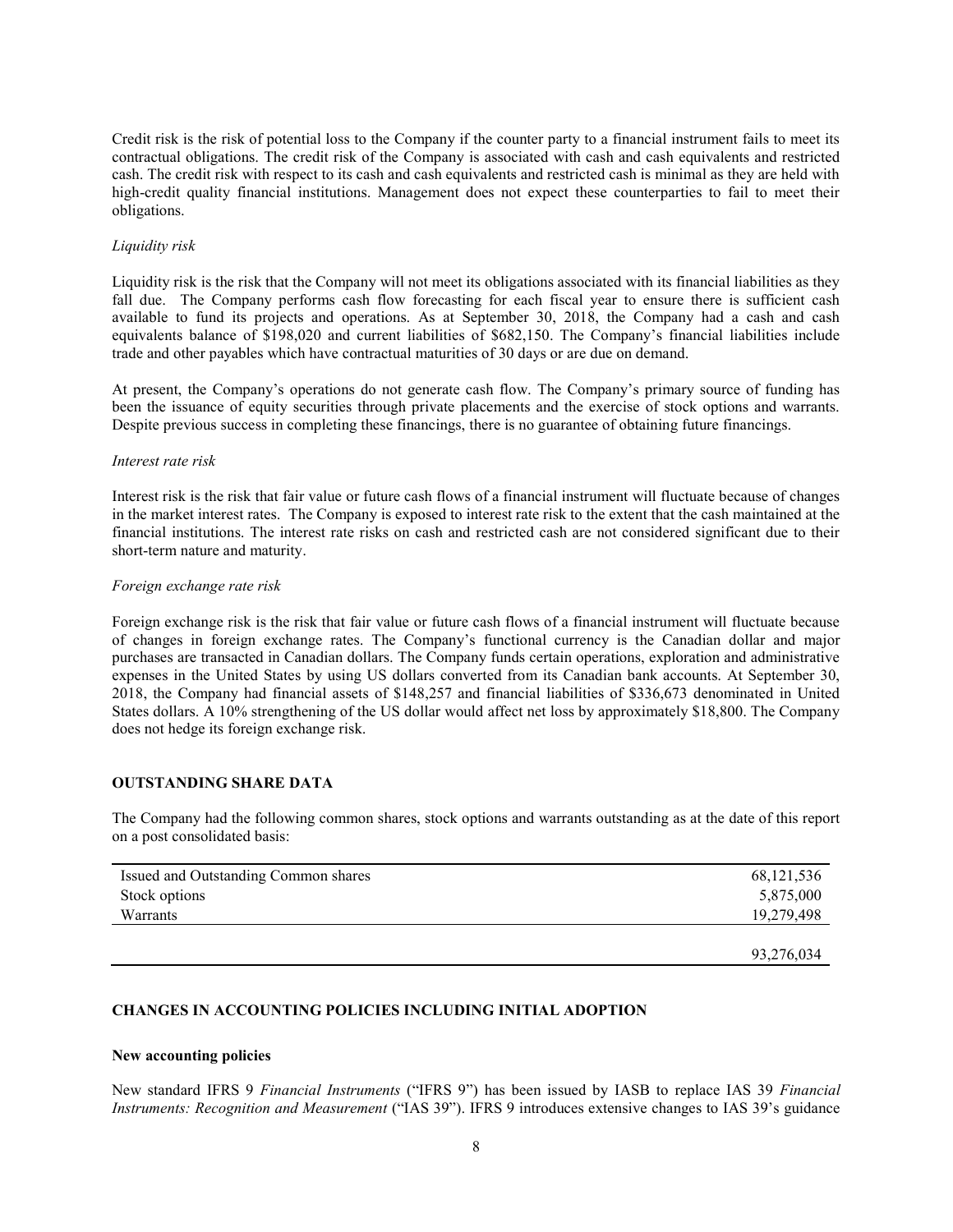Credit risk is the risk of potential loss to the Company if the counter party to a financial instrument fails to meet its contractual obligations. The credit risk of the Company is associated with cash and cash equivalents and restricted cash. The credit risk with respect to its cash and cash equivalents and restricted cash is minimal as they are held with high-credit quality financial institutions. Management does not expect these counterparties to fail to meet their obligations.

*Liquidity risk*

Liquidity risk is the risk that the Company will not meet its obligations associated with its financial liabilities as they fall due. The Company performs cash flow forecasting for each fiscal year to ensure there is sufficient cash available to fund its projects and operations. As at September 30, 2018, the Company had a cash and cash equivalents balance of $198,020 and current liabilities of $682,150. The Company's financial liabilities include trade and other payables which have contractual maturities of 30 days or are due on demand.

At present, the Company's operations do not generate cash flow. The Company's primary source of funding has been the issuance of equity securities through private placements and the exercise of stock options and warrants. Despite previous success in completing these financings, there is no guarantee of obtaining future financings.

*Interest rate risk*

Interest risk is the risk that fair value or future cash flows of a financial instrument will fluctuate because of changes in the market interest rates. The Company is exposed to interest rate risk to the extent that the cash maintained at the financial institutions. The interest rate risks on cash and restricted cash are not considered significant due to their short-term nature and maturity.

*Foreign exchange rate risk*

Foreign exchange risk is the risk that fair value or future cash flows of a financial instrument will fluctuate because of changes in foreign exchange rates. The Company's functional currency is the Canadian dollar and major purchases are transacted in Canadian dollars. The Company funds certain operations, exploration and administrative expenses in the United States by using US dollars converted from its Canadian bank accounts. At September 30, 2018, the Company had financial assets of $148,257 and financial liabilities of $336,673 denominated in United States dollars. A 10% strengthening of the US dollar would affect net loss by approximately $18,800. The Company does not hedge its foreign exchange risk.

## OUTSTANDING SHARE DATA

The Company had the following common shares, stock options and warrants outstanding as at the date of this report on a post consolidated basis:

| | |
|---|---:|
| Issued and Outstanding Common shares | 68,121,536 |
| Stock options | 5,875,000 |
| Warrants | 19,279,498 |
| | 93,276,034 |

## CHANGES IN ACCOUNTING POLICIES INCLUDING INITIAL ADOPTION

### New accounting policies

New standard IFRS 9 *Financial Instruments* ("IFRS 9") has been issued by IASB to replace IAS 39 *Financial Instruments: Recognition and Measurement* ("IAS 39"). IFRS 9 introduces extensive changes to IAS 39's guidance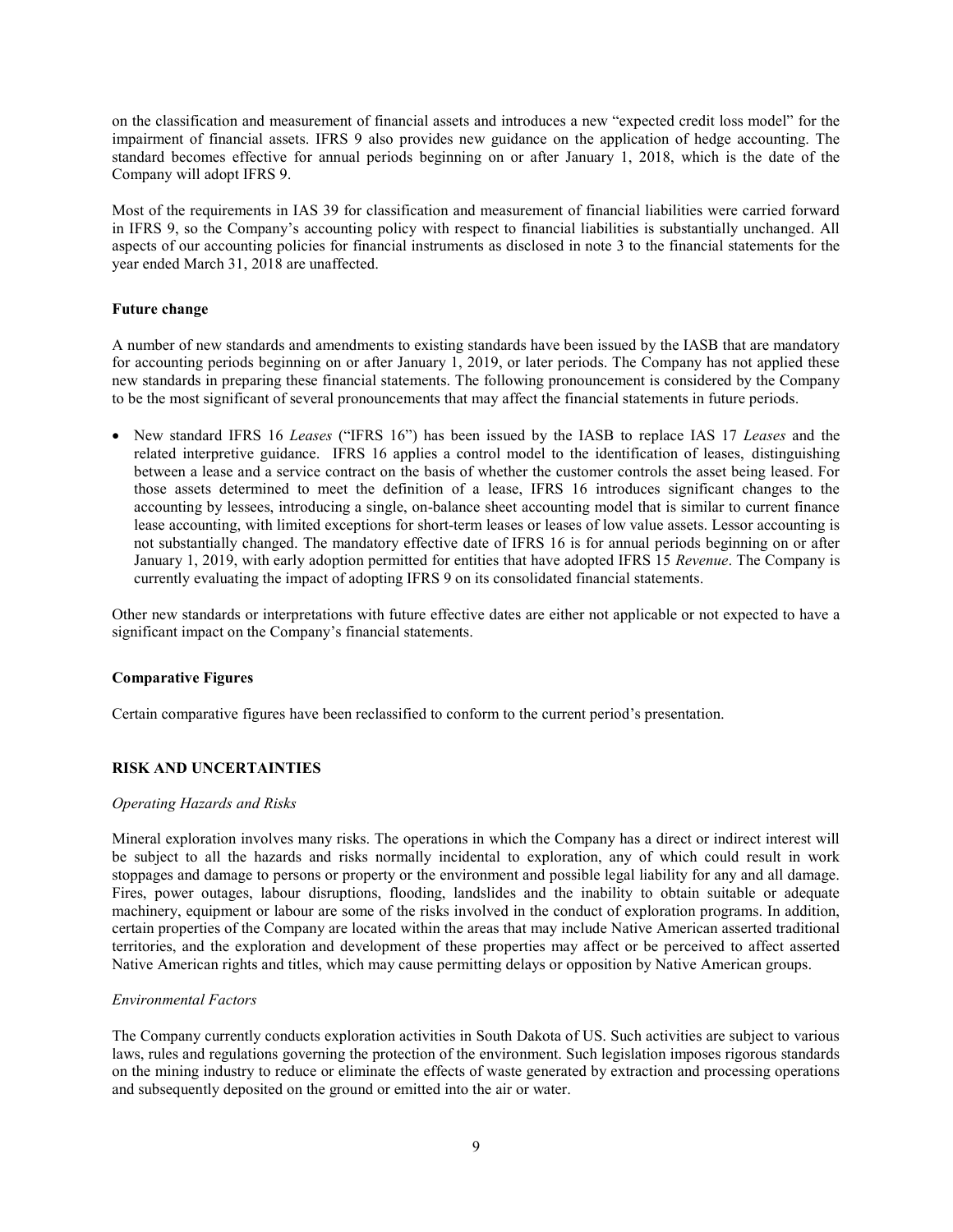on the classification and measurement of financial assets and introduces a new "expected credit loss model" for the impairment of financial assets. IFRS 9 also provides new guidance on the application of hedge accounting. The standard becomes effective for annual periods beginning on or after January 1, 2018, which is the date of the Company will adopt IFRS 9.

Most of the requirements in IAS 39 for classification and measurement of financial liabilities were carried forward in IFRS 9, so the Company's accounting policy with respect to financial liabilities is substantially unchanged. All aspects of our accounting policies for financial instruments as disclosed in note 3 to the financial statements for the year ended March 31, 2018 are unaffected.

**Future change**

A number of new standards and amendments to existing standards have been issued by the IASB that are mandatory for accounting periods beginning on or after January 1, 2019, or later periods. The Company has not applied these new standards in preparing these financial statements. The following pronouncement is considered by the Company to be the most significant of several pronouncements that may affect the financial statements in future periods.

- New standard IFRS 16 *Leases* ("IFRS 16") has been issued by the IASB to replace IAS 17 *Leases* and the related interpretive guidance. IFRS 16 applies a control model to the identification of leases, distinguishing between a lease and a service contract on the basis of whether the customer controls the asset being leased. For those assets determined to meet the definition of a lease, IFRS 16 introduces significant changes to the accounting by lessees, introducing a single, on-balance sheet accounting model that is similar to current finance lease accounting, with limited exceptions for short-term leases or leases of low value assets. Lessor accounting is not substantially changed. The mandatory effective date of IFRS 16 is for annual periods beginning on or after January 1, 2019, with early adoption permitted for entities that have adopted IFRS 15 *Revenue*. The Company is currently evaluating the impact of adopting IFRS 9 on its consolidated financial statements.

Other new standards or interpretations with future effective dates are either not applicable or not expected to have a significant impact on the Company's financial statements.

**Comparative Figures**

Certain comparative figures have been reclassified to conform to the current period's presentation.

## RISK AND UNCERTAINTIES

*Operating Hazards and Risks*

Mineral exploration involves many risks. The operations in which the Company has a direct or indirect interest will be subject to all the hazards and risks normally incidental to exploration, any of which could result in work stoppages and damage to persons or property or the environment and possible legal liability for any and all damage. Fires, power outages, labour disruptions, flooding, landslides and the inability to obtain suitable or adequate machinery, equipment or labour are some of the risks involved in the conduct of exploration programs. In addition, certain properties of the Company are located within the areas that may include Native American asserted traditional territories, and the exploration and development of these properties may affect or be perceived to affect asserted Native American rights and titles, which may cause permitting delays or opposition by Native American groups.

*Environmental Factors*

The Company currently conducts exploration activities in South Dakota of US. Such activities are subject to various laws, rules and regulations governing the protection of the environment. Such legislation imposes rigorous standards on the mining industry to reduce or eliminate the effects of waste generated by extraction and processing operations and subsequently deposited on the ground or emitted into the air or water.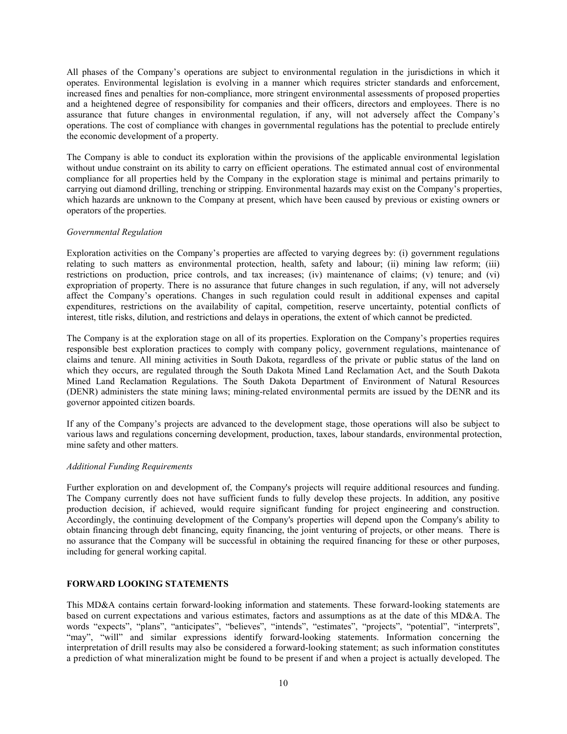All phases of the Company's operations are subject to environmental regulation in the jurisdictions in which it operates. Environmental legislation is evolving in a manner which requires stricter standards and enforcement, increased fines and penalties for non-compliance, more stringent environmental assessments of proposed properties and a heightened degree of responsibility for companies and their officers, directors and employees. There is no assurance that future changes in environmental regulation, if any, will not adversely affect the Company's operations. The cost of compliance with changes in governmental regulations has the potential to preclude entirely the economic development of a property.

The Company is able to conduct its exploration within the provisions of the applicable environmental legislation without undue constraint on its ability to carry on efficient operations. The estimated annual cost of environmental compliance for all properties held by the Company in the exploration stage is minimal and pertains primarily to carrying out diamond drilling, trenching or stripping. Environmental hazards may exist on the Company's properties, which hazards are unknown to the Company at present, which have been caused by previous or existing owners or operators of the properties.

*Governmental Regulation*

Exploration activities on the Company's properties are affected to varying degrees by: (i) government regulations relating to such matters as environmental protection, health, safety and labour; (ii) mining law reform; (iii) restrictions on production, price controls, and tax increases; (iv) maintenance of claims; (v) tenure; and (vi) expropriation of property. There is no assurance that future changes in such regulation, if any, will not adversely affect the Company's operations. Changes in such regulation could result in additional expenses and capital expenditures, restrictions on the availability of capital, competition, reserve uncertainty, potential conflicts of interest, title risks, dilution, and restrictions and delays in operations, the extent of which cannot be predicted.

The Company is at the exploration stage on all of its properties. Exploration on the Company's properties requires responsible best exploration practices to comply with company policy, government regulations, maintenance of claims and tenure. All mining activities in South Dakota, regardless of the private or public status of the land on which they occurs, are regulated through the South Dakota Mined Land Reclamation Act, and the South Dakota Mined Land Reclamation Regulations. The South Dakota Department of Environment of Natural Resources (DENR) administers the state mining laws; mining-related environmental permits are issued by the DENR and its governor appointed citizen boards.

If any of the Company's projects are advanced to the development stage, those operations will also be subject to various laws and regulations concerning development, production, taxes, labour standards, environmental protection, mine safety and other matters.

*Additional Funding Requirements*

Further exploration on and development of, the Company's projects will require additional resources and funding. The Company currently does not have sufficient funds to fully develop these projects. In addition, any positive production decision, if achieved, would require significant funding for project engineering and construction. Accordingly, the continuing development of the Company's properties will depend upon the Company's ability to obtain financing through debt financing, equity financing, the joint venturing of projects, or other means. There is no assurance that the Company will be successful in obtaining the required financing for these or other purposes, including for general working capital.

## FORWARD LOOKING STATEMENTS

This MD&A contains certain forward-looking information and statements. These forward-looking statements are based on current expectations and various estimates, factors and assumptions as at the date of this MD&A. The words "expects", "plans", "anticipates", "believes", "intends", "estimates", "projects", "potential", "interprets", "may", "will" and similar expressions identify forward-looking statements. Information concerning the interpretation of drill results may also be considered a forward-looking statement; as such information constitutes a prediction of what mineralization might be found to be present if and when a project is actually developed. The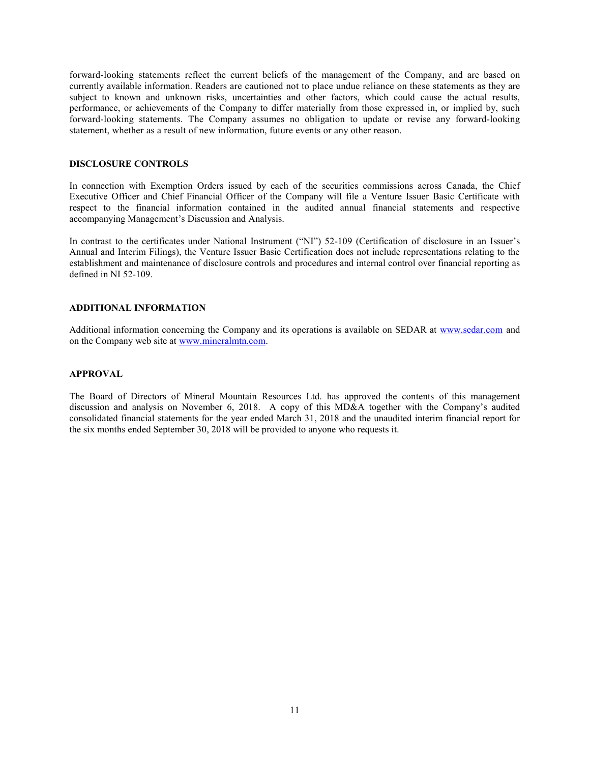forward-looking statements reflect the current beliefs of the management of the Company, and are based on currently available information. Readers are cautioned not to place undue reliance on these statements as they are subject to known and unknown risks, uncertainties and other factors, which could cause the actual results, performance, or achievements of the Company to differ materially from those expressed in, or implied by, such forward-looking statements. The Company assumes no obligation to update or revise any forward-looking statement, whether as a result of new information, future events or any other reason.

## DISCLOSURE CONTROLS

In connection with Exemption Orders issued by each of the securities commissions across Canada, the Chief Executive Officer and Chief Financial Officer of the Company will file a Venture Issuer Basic Certificate with respect to the financial information contained in the audited annual financial statements and respective accompanying Management's Discussion and Analysis.

In contrast to the certificates under National Instrument ("NI") 52-109 (Certification of disclosure in an Issuer's Annual and Interim Filings), the Venture Issuer Basic Certification does not include representations relating to the establishment and maintenance of disclosure controls and procedures and internal control over financial reporting as defined in NI 52-109.

## ADDITIONAL INFORMATION

Additional information concerning the Company and its operations is available on SEDAR at www.sedar.com and on the Company web site at www.mineralmtn.com.

## APPROVAL

The Board of Directors of Mineral Mountain Resources Ltd. has approved the contents of this management discussion and analysis on November 6, 2018. A copy of this MD&A together with the Company's audited consolidated financial statements for the year ended March 31, 2018 and the unaudited interim financial report for the six months ended September 30, 2018 will be provided to anyone who requests it.